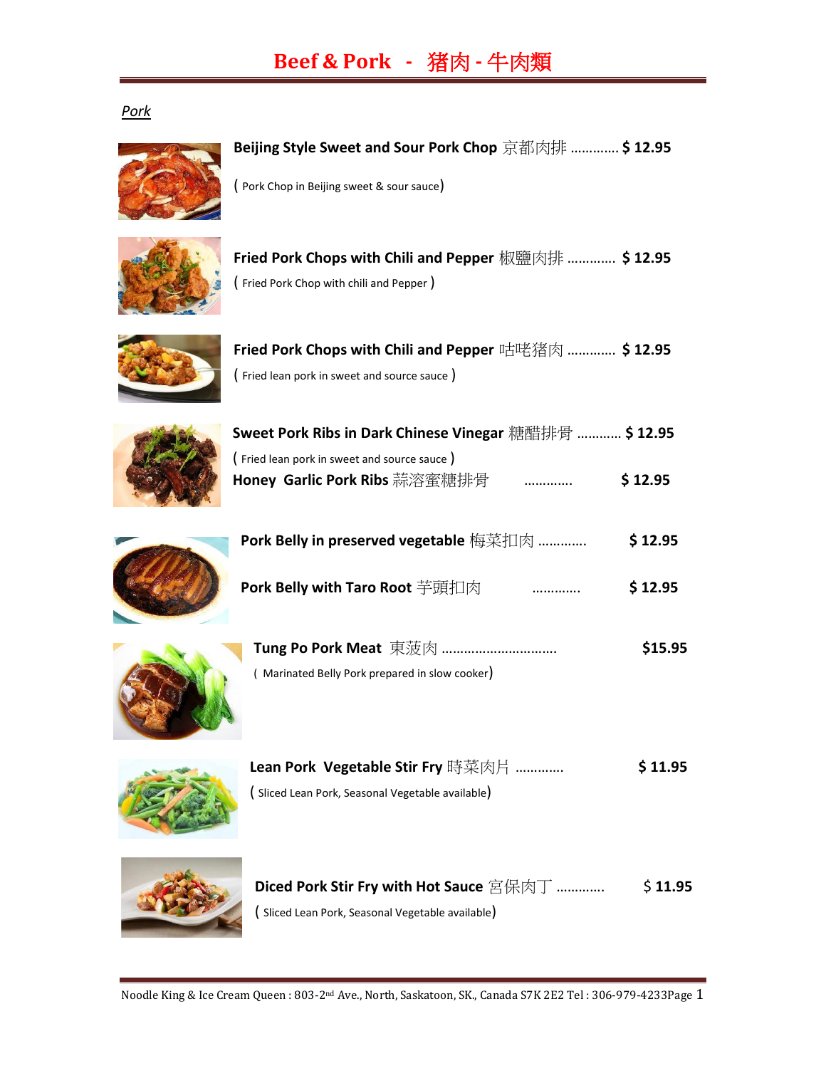# Beef & Pork - 猪肉 - 牛肉類

*Pork*

**Beijing Style Sweet and Sour Pork Chop** 京都肉排 ............ **$ 12.95**

( Pork Chop in Beijing sweet & sour sauce)

**Fried Pork Chops with Chili and Pepper** 椒鹽肉排 ............ **$ 12.95**

( Fried Pork Chop with chili and Pepper )

**Fried Pork Chops with Chili and Pepper** 咕咾猪肉 ............ **$ 12.95**

( Fried lean pork in sweet and source sauce )

**Sweet Pork Ribs in Dark Chinese Vinegar** 糖醋排骨 ........... **$ 12.95**

( Fried lean pork in sweet and source sauce )

**Honey Garlic Pork Ribs** 蒜溶蜜糖排骨 ............ **$ 12.95**

**Pork Belly in preserved vegetable** 梅菜扣肉 ............ **$ 12.95**

**Pork Belly with Taro Root** 芋頭扣肉 ............ **$ 12.95**

**Tung Po Pork Meat** 東菠肉 .............................. **$15.95**

( Marinated Belly Pork prepared in slow cooker)

**Lean Pork Vegetable Stir Fry** 時菜肉片 ............ **$ 11.95**

( Sliced Lean Pork, Seasonal Vegetable available)

**Diced Pork Stir Fry with Hot Sauce** 宮保肉丁 ............ $ **11.95**

( Sliced Lean Pork, Seasonal Vegetable available)

Noodle King & Ice Cream Queen : 803-2nd Ave., North, Saskatoon, SK., Canada S7K 2E2 Tel : 306-979-4233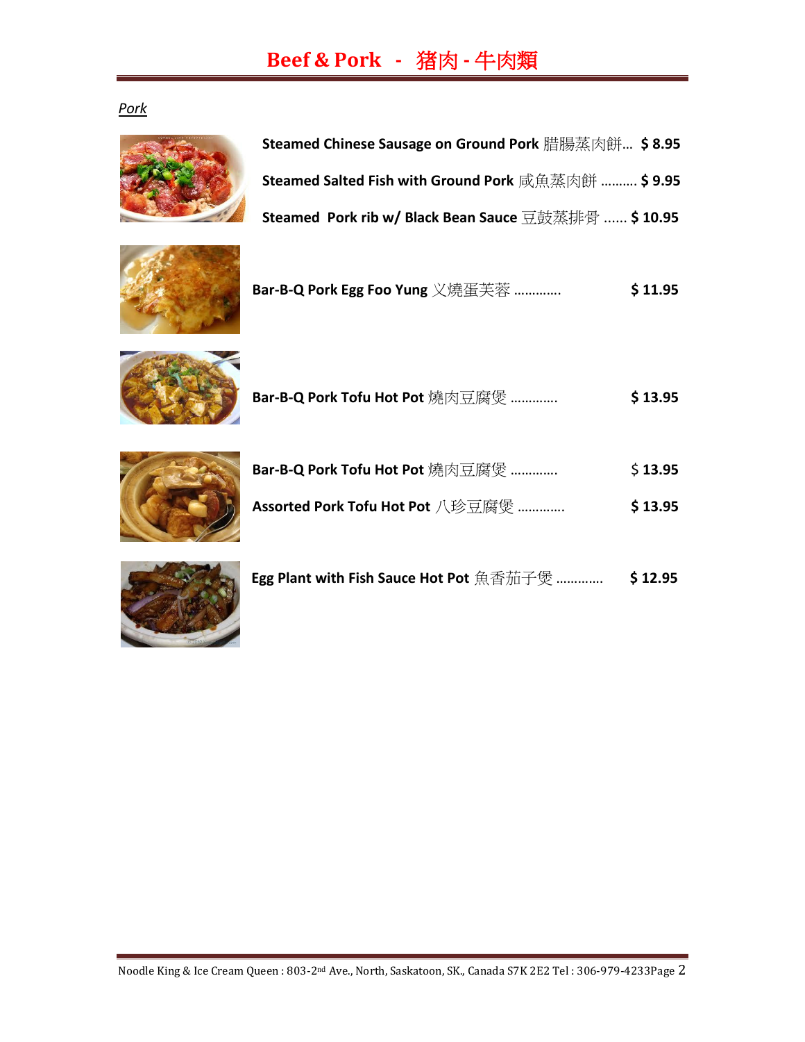# Beef & Pork - 猪肉 - 牛肉類

*Pork*

**Steamed Chinese Sausage on Ground Pork** 腊腸蒸肉餅… **$ 8.95**

**Steamed Salted Fish with Ground Pork** 咸魚蒸肉餅 ………. **$ 9.95**

**Steamed Pork rib w/ Black Bean Sauce** 豆鼓蒸排骨 …… **$ 10.95**

**Bar-B-Q Pork Egg Foo Yung** 义燒蛋芙蓉 ………… **$ 11.95**

**Bar-B-Q Pork Tofu Hot Pot** 燒肉豆腐煲 ………… **$ 13.95**

**Bar-B-Q Pork Tofu Hot Pot** 燒肉豆腐煲 ………… $ **13.95**

**Assorted Pork Tofu Hot Pot** 八珍豆腐煲 ………… **$ 13.95**

**Egg Plant with Fish Sauce Hot Pot** 魚香茄子煲 ………… **$ 12.95**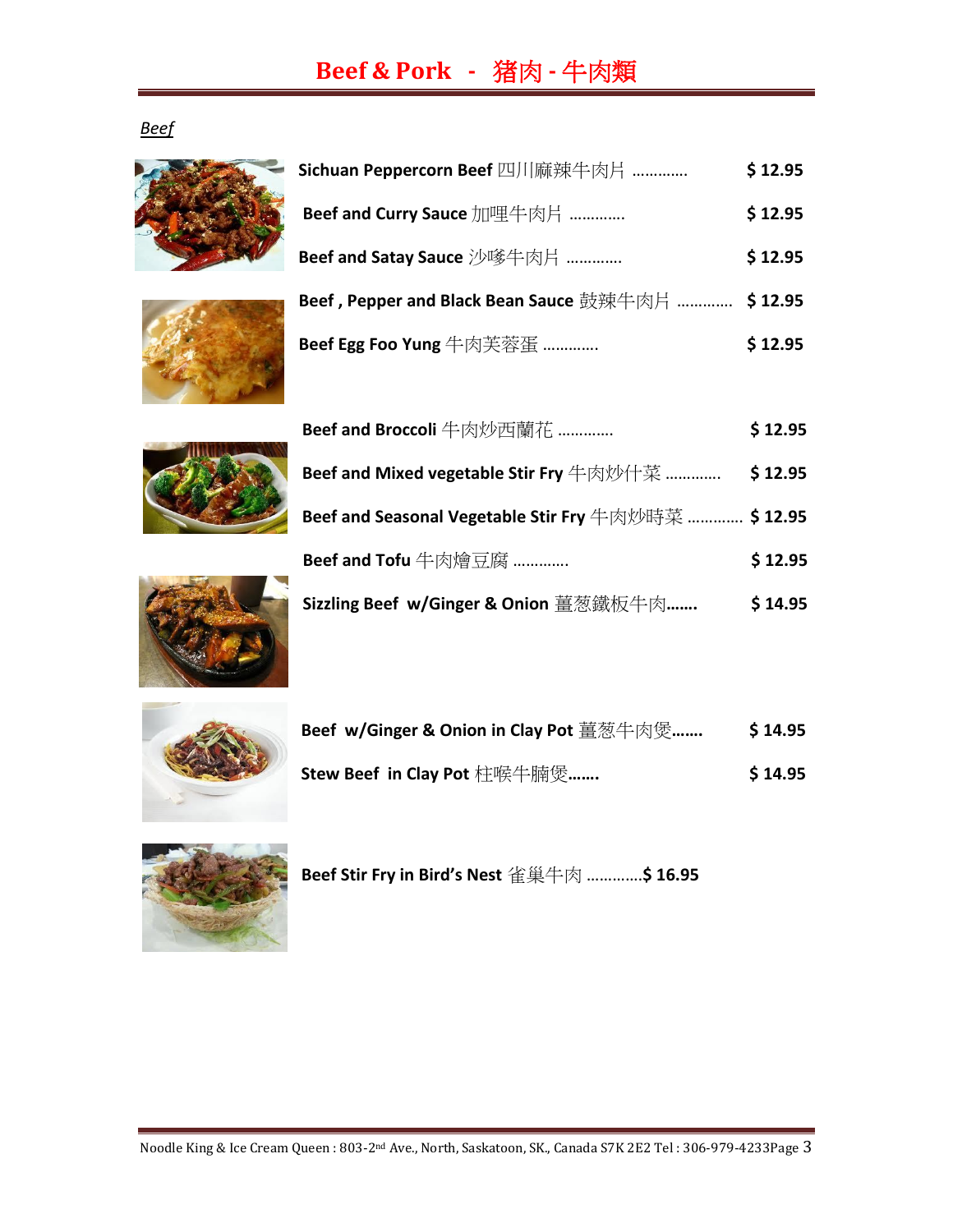# Beef & Pork - 猪肉 - 牛肉類

*Beef*

| | |
|---|---|
| **Sichuan Peppercorn Beef** 四川麻辣牛肉片 ………… | **$ 12.95** |
| **Beef and Curry Sauce** 加哩牛肉片 ………… | **$ 12.95** |
| **Beef and Satay Sauce** 沙嗲牛肉片 ………… | **$ 12.95** |
| **Beef , Pepper and Black Bean Sauce** 鼓辣牛肉片 ………… | **$ 12.95** |
| **Beef Egg Foo Yung** 牛肉芙蓉蛋 ………… | **$ 12.95** |
| **Beef and Broccoli** 牛肉炒西蘭花 ………… | **$ 12.95** |
| **Beef and Mixed vegetable Stir Fry** 牛肉炒什菜 ………… | **$ 12.95** |
| **Beef and Seasonal Vegetable Stir Fry** 牛肉炒時菜 ………… | **$ 12.95** |
| **Beef and Tofu** 牛肉燴豆腐 ………… | **$ 12.95** |
| **Sizzling Beef w/Ginger & Onion** 薑葱鐵板牛肉**……** | **$ 14.95** |
| **Beef w/Ginger & Onion in Clay Pot** 薑葱牛肉煲**……** | **$ 14.95** |
| **Stew Beef in Clay Pot** 柱喉牛腩煲**……** | **$ 14.95** |
| **Beef Stir Fry in Bird's Nest** 雀巢牛肉 ………… | **$ 16.95** |

Noodle King & Ice Cream Queen : 803-2nd Ave., North, Saskatoon, SK., Canada S7K 2E2 Tel : 306-979-4233